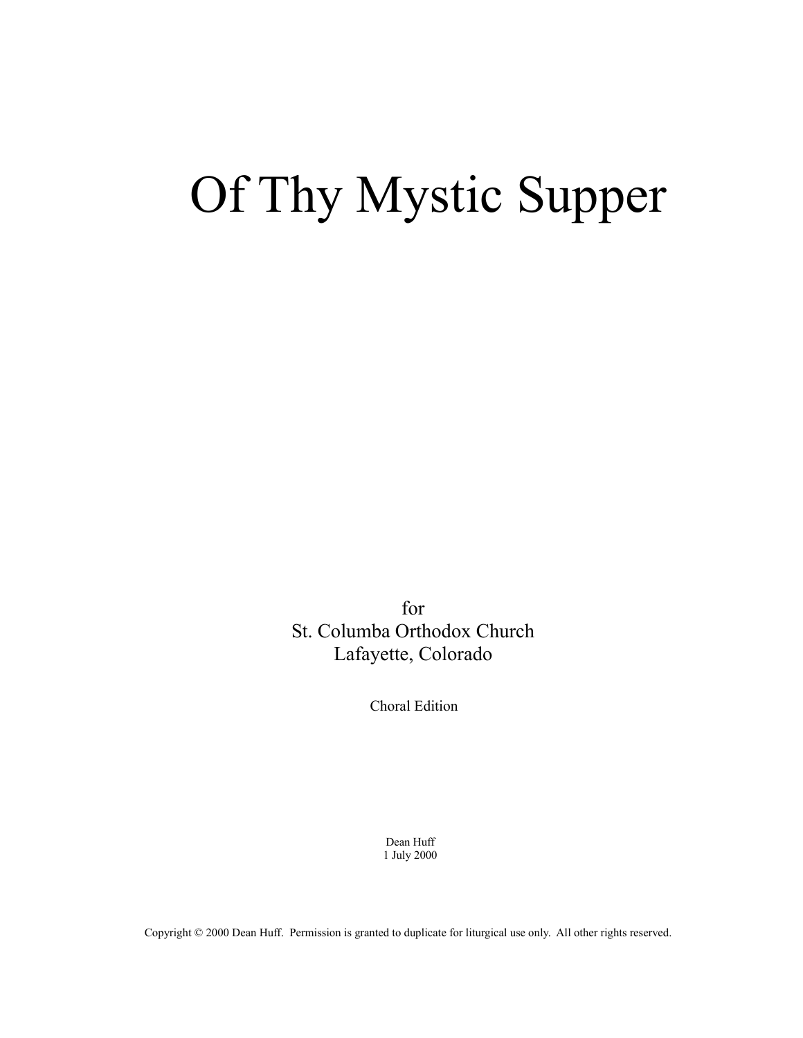# Of Thy Mystic Supper

for
St. Columba Orthodox Church
Lafayette, Colorado

Choral Edition

Dean Huff
1 July 2000

Copyright © 2000 Dean Huff. Permission is granted to duplicate for liturgical use only. All other rights reserved.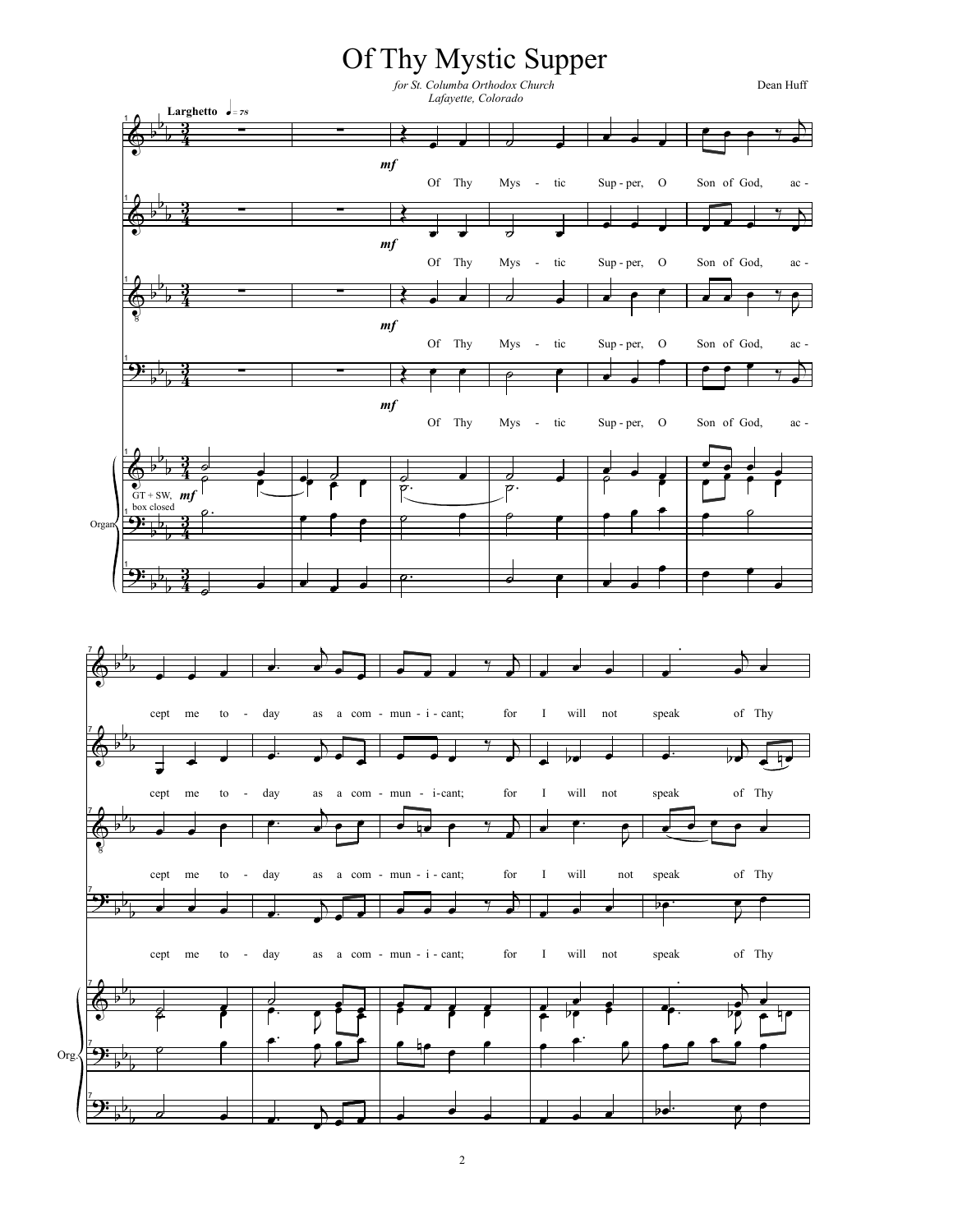# Of Thy Mystic Supper

*for St. Columba Orthodox Church*
*Lafayette, Colorado*

Dean Huff

Larghetto ♩ = 78

*mf*

Of Thy Mys - tic Sup - per, O Son of God, ac - cept me to - day as a com - mun - i - cant; for I will not speak of Thy

GT + SW, box closed *mf*

Organ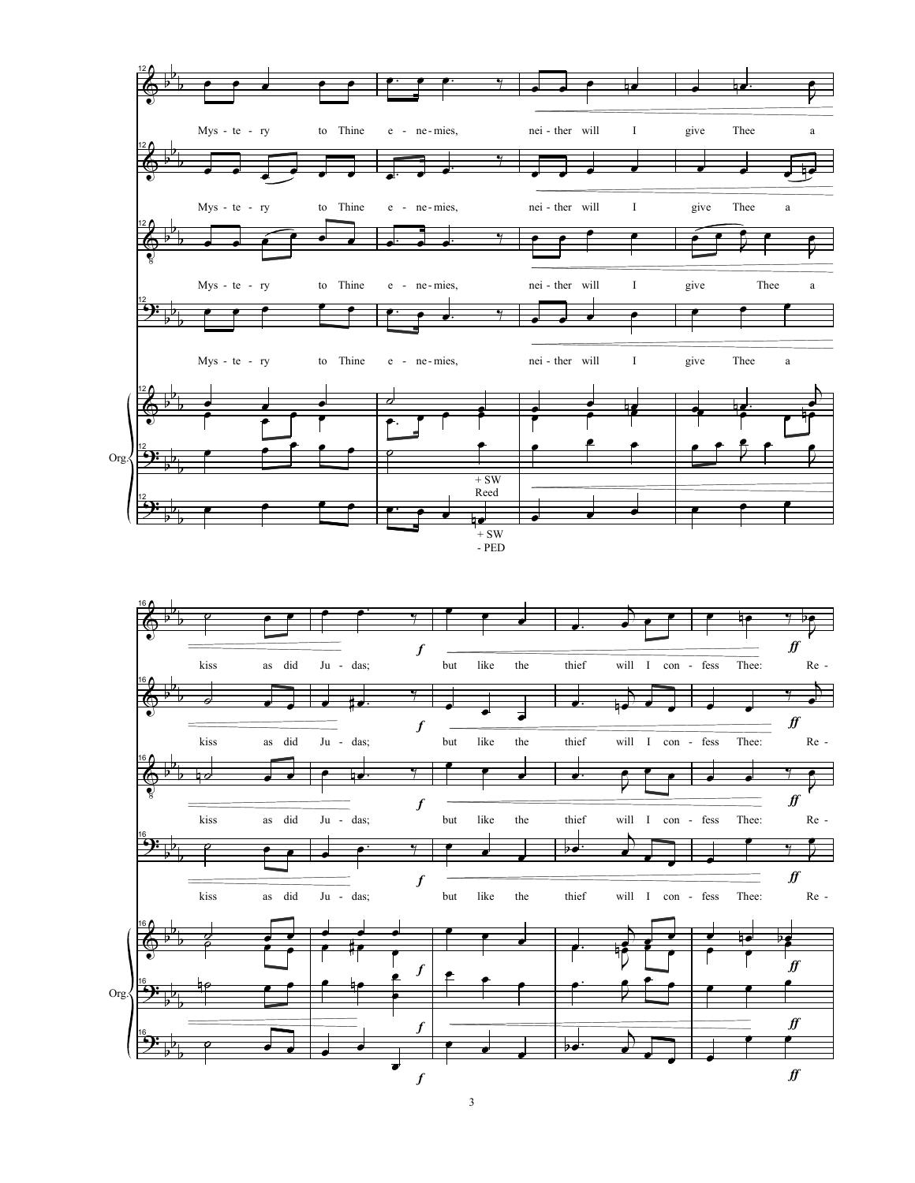Mys - te - ry to Thine e - ne - mies, nei - ther will I give Thee a

Org.

+ SW Reed

+ SW - PED

kiss as did Ju - das; *f* but like the thief will I con - fess Thee: *ff* Re -

Org.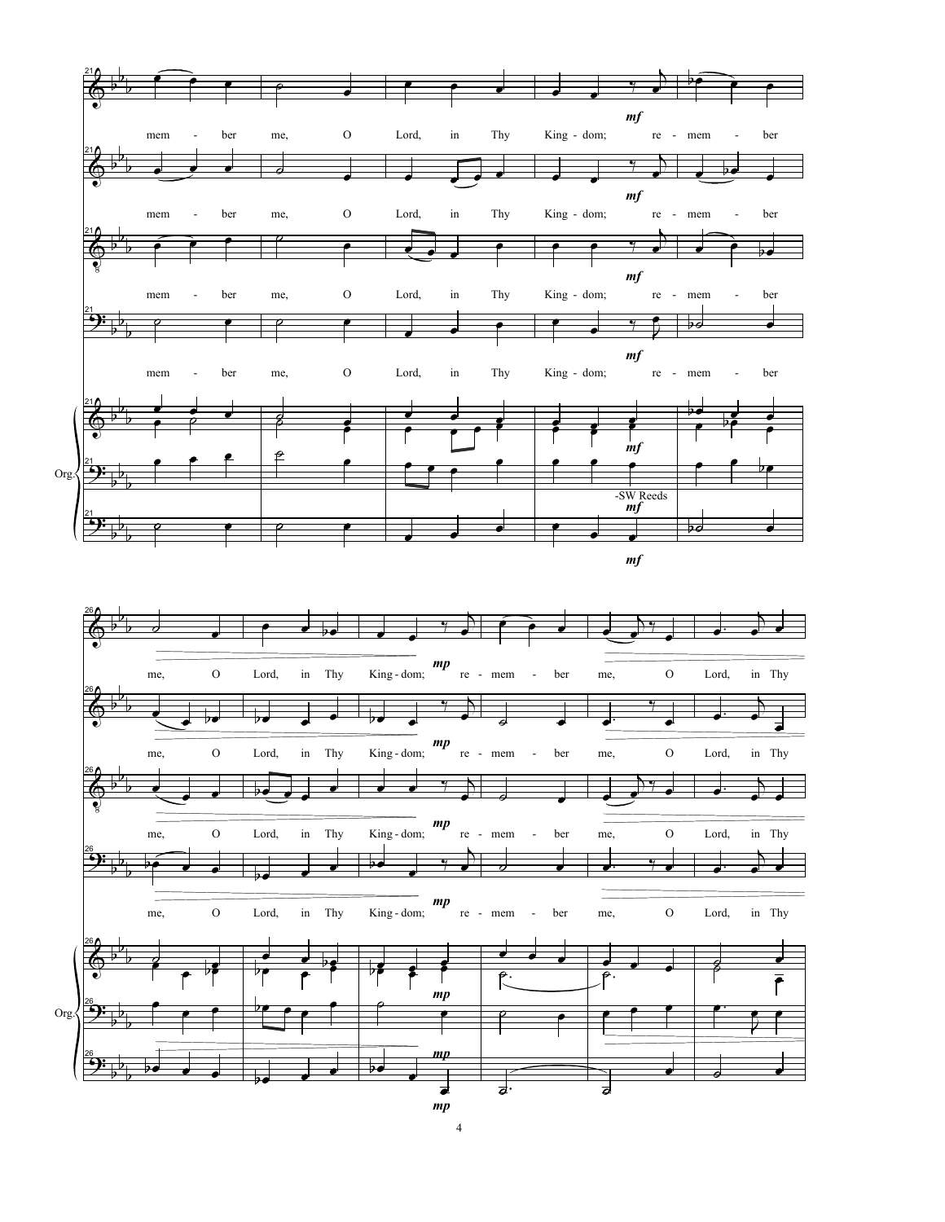mem - ber me, O Lord, in Thy King - dom; re - mem - ber

me, O Lord, in Thy King - dom; re - mem - ber me, O Lord, in Thy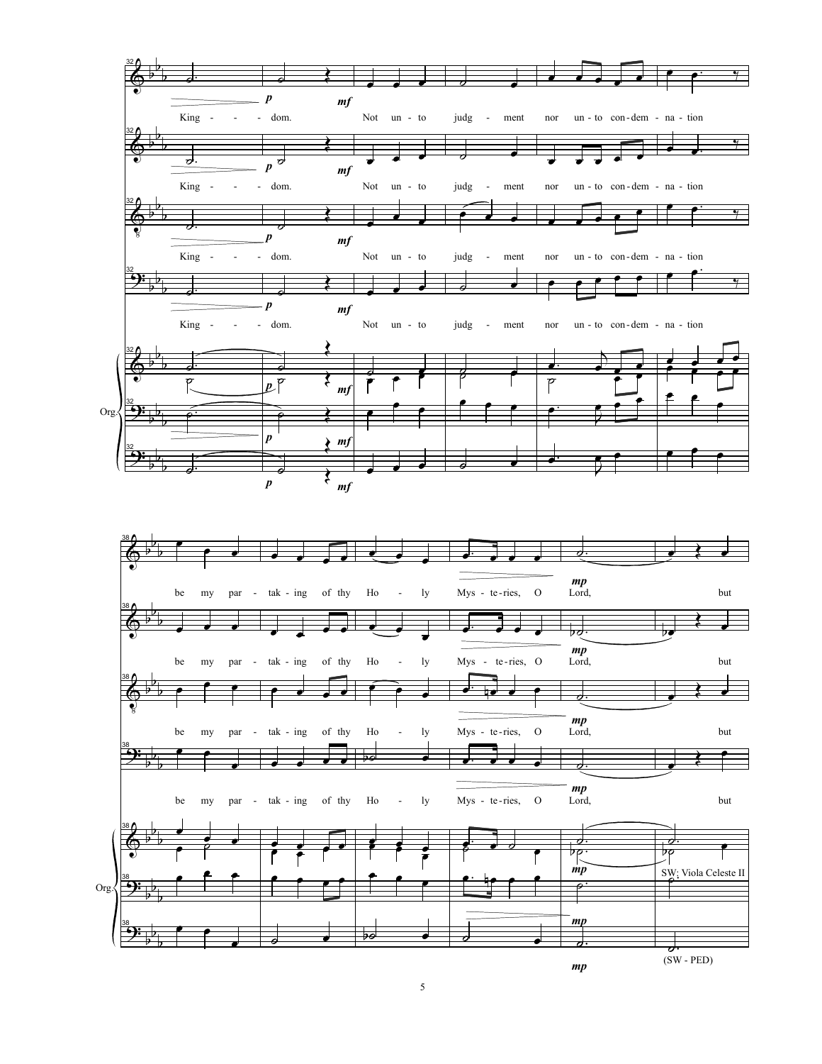King - - - dom. Not un - to judg - ment nor un - to con - dem - na - tion

be my par - tak - ing of thy Ho - ly Mys - te - ries, O Lord, but

SW: Viola Celeste II

(SW - PED)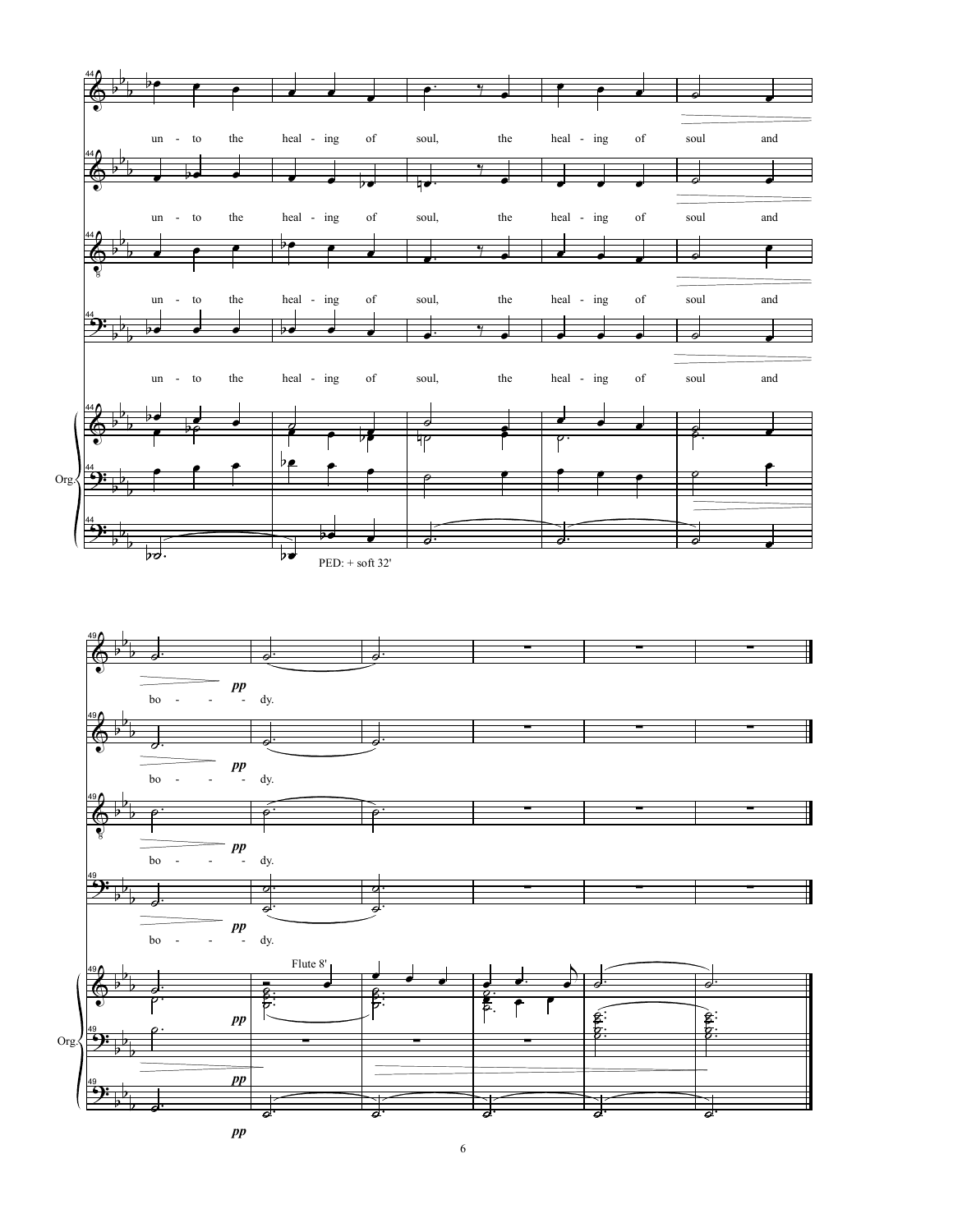un - to the heal - ing of soul, the heal - ing of soul and

un - to the heal - ing of soul, the heal - ing of soul and

un - to the heal - ing of soul, the heal - ing of soul and

un - to the heal - ing of soul, the heal - ing of soul and

Org.

PED: + soft 32'

*pp*

bo - - - dy.

*pp*

bo - - - dy.

*pp*

bo - - - dy.

*pp*

bo - - - dy.

Flute 8'

Org.

*pp*

*pp*

*pp*